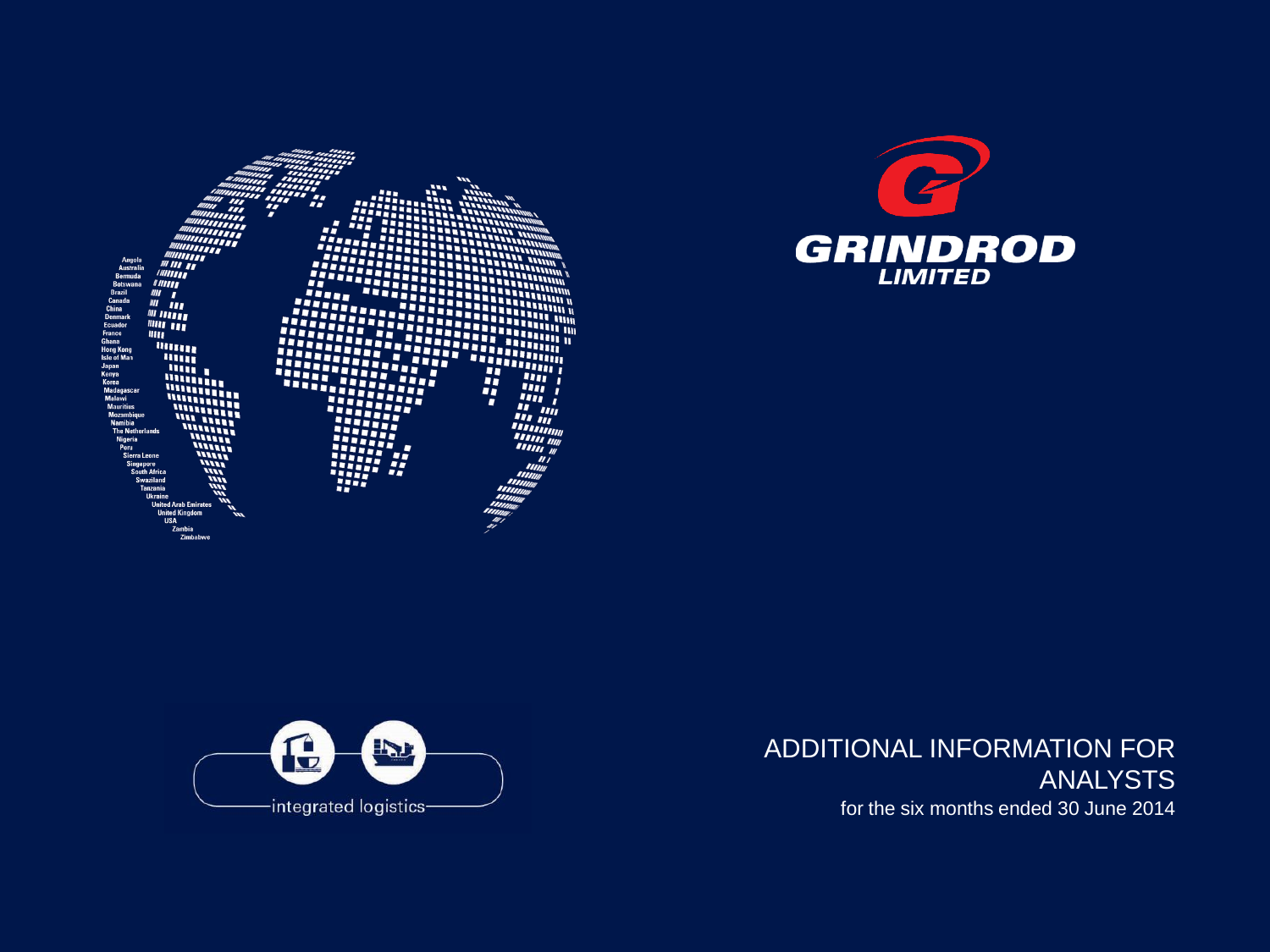Angola
Australia
Bermuda
Botswana
Brazil
Canada
China
Denmark
Ecuador
France
Ghana
Hong Kong
Isle of Man
Japan
Kenya
Korea
Madagascar
Malawi
Mauritius
Mozambique
Namibia
The Netherlands
Nigeria
Peru
Sierra Leone
Singapore
South Africa
Swaziland
Tanzania
Ukraine
United Arab Emirates
United Kingdom
USA
Zambia
Zimbabwe

GRINDROD
LIMITED

integrated logistics

# ADDITIONAL INFORMATION FOR ANALYSTS

for the six months ended 30 June 2014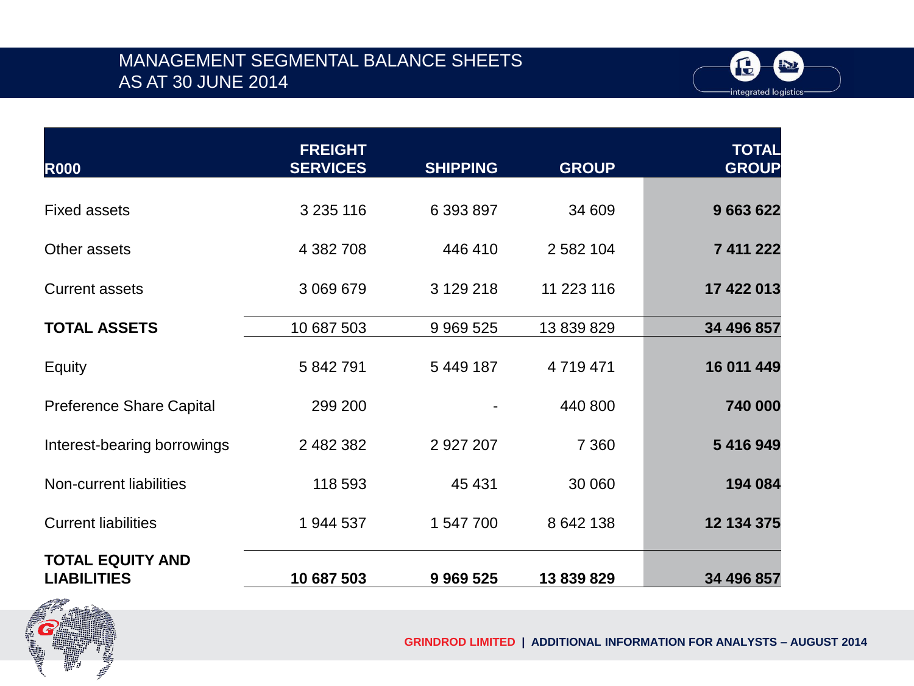# MANAGEMENT SEGMENTAL BALANCE SHEETS AS AT 30 JUNE 2014

| R000 | FREIGHT SERVICES | SHIPPING | GROUP | TOTAL GROUP |
|---|---|---|---|---|
| Fixed assets | 3 235 116 | 6 393 897 | 34 609 | **9 663 622** |
| Other assets | 4 382 708 | 446 410 | 2 582 104 | **7 411 222** |
| Current assets | 3 069 679 | 3 129 218 | 11 223 116 | **17 422 013** |
| **TOTAL ASSETS** | 10 687 503 | 9 969 525 | 13 839 829 | **34 496 857** |
| Equity | 5 842 791 | 5 449 187 | 4 719 471 | **16 011 449** |
| Preference Share Capital | 299 200 | - | 440 800 | **740 000** |
| Interest-bearing borrowings | 2 482 382 | 2 927 207 | 7 360 | **5 416 949** |
| Non-current liabilities | 118 593 | 45 431 | 30 060 | **194 084** |
| Current liabilities | 1 944 537 | 1 547 700 | 8 642 138 | **12 134 375** |
| **TOTAL EQUITY AND LIABILITIES** | **10 687 503** | **9 969 525** | **13 839 829** | **34 496 857** |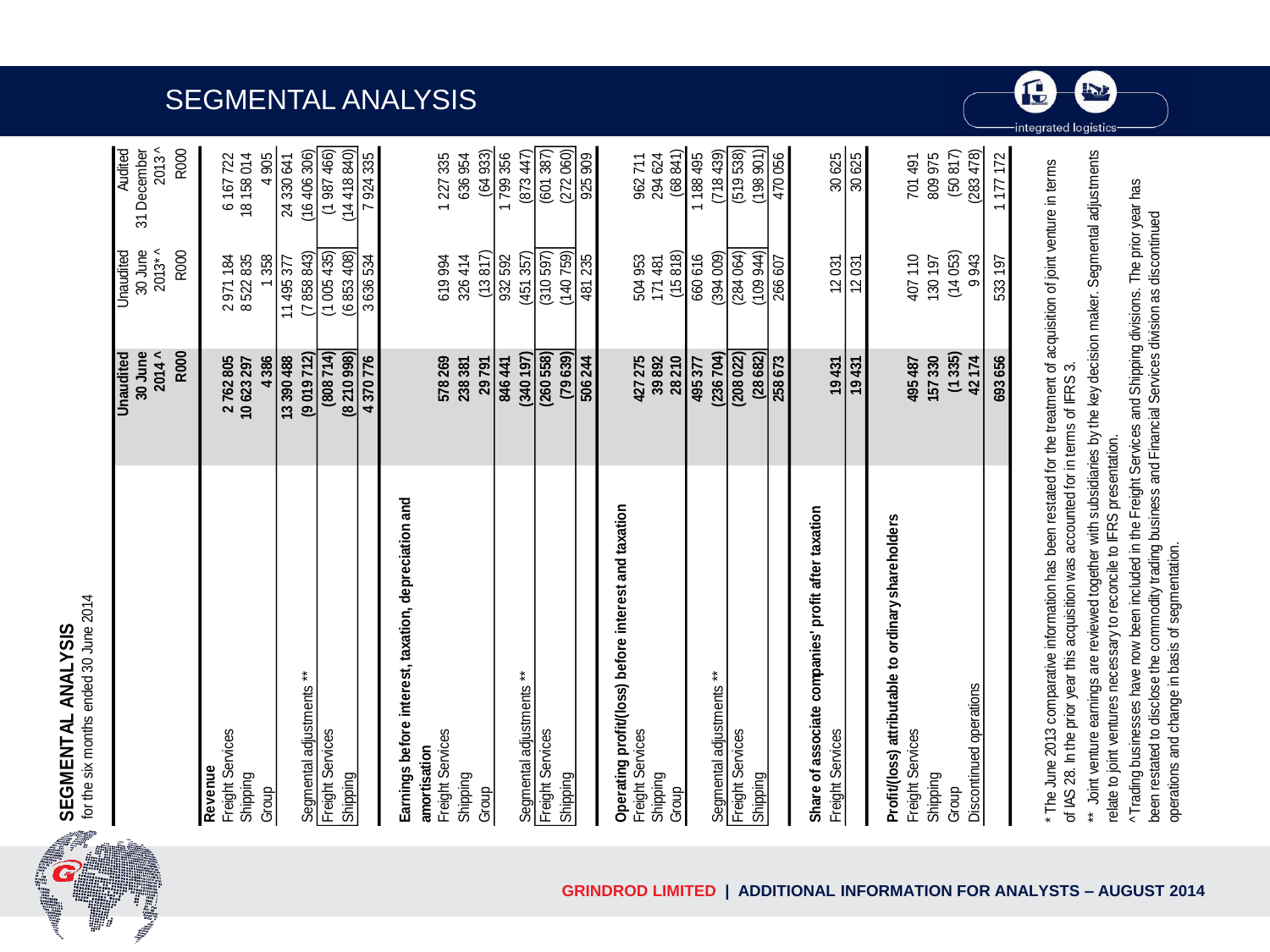# SEGMENTAL ANALYSIS

## SEGMENTAL ANALYSIS
for the six months ended 30 June 2014

| | Unaudited 30 June 2014 ^ R000 | Unaudited 30 June 2013* ^ R000 | Audited 31 December 2013 ^ R000 |
|---|---|---|---|
| **Revenue** | | | |
| Freight Services | **2 762 805** | 2 971 184 | 6 167 722 |
| Shipping | **10 623 297** | 8 522 835 | 18 158 014 |
| Group | **4 386** | 1 358 | 4 905 |
| | **13 390 488** | 11 495 377 | 24 330 641 |
| Segmental adjustments ** | **(9 019 712)** | (7 858 843) | (16 406 306) |
| Freight Services | **(808 714)** | (1 005 435) | (1 987 466) |
| Shipping | **(8 210 998)** | (6 853 408) | (14 418 840) |
| | **4 370 776** | 3 636 534 | 7 924 335 |
| **Earnings before interest, taxation, depreciation and amortisation** | | | |
| Freight Services | **578 269** | 619 994 | 1 227 335 |
| Shipping | **238 381** | 326 414 | 636 954 |
| Group | **29 791** | (13 817) | (64 933) |
| | **846 441** | 932 592 | 1 799 356 |
| Segmental adjustments ** | **(340 197)** | (451 357) | (873 447) |
| Freight Services | **(260 558)** | (310 597) | (601 387) |
| Shipping | **(79 639)** | (140 759) | (272 060) |
| | **506 244** | 481 235 | 925 909 |
| **Operating profit/(loss) before interest and taxation** | | | |
| Freight Services | **427 275** | 504 953 | 962 711 |
| Shipping | **39 892** | 171 481 | 294 624 |
| Group | **28 210** | (15 818) | (68 841) |
| | **495 377** | 660 616 | 1 188 495 |
| Segmental adjustments ** | **(236 704)** | (394 009) | (718 439) |
| Freight Services | **(208 022)** | (284 064) | (519 538) |
| Shipping | **(28 682)** | (109 944) | (198 901) |
| | **258 673** | 266 607 | 470 056 |
| **Share of associate companies' profit after taxation** | | | |
| Freight Services | **19 431** | 12 031 | 30 625 |
| | **19 431** | 12 031 | 30 625 |
| **Profit/(loss) attributable to ordinary shareholders** | | | |
| Freight Services | **495 487** | 407 110 | 701 491 |
| Shipping | **157 330** | 130 197 | 809 975 |
| Group | **(1 335)** | (14 053) | (50 817) |
| Discontinued operations | **42 174** | 9 943 | (283 478) |
| | **693 656** | 533 197 | 1 177 172 |

\* The June 2013 comparative information has been restated for the treatment of acquisition of joint venture in terms of IAS 28. In the prior year this acquisition was accounted for in terms of IFRS 3.

\*\* Joint venture earnings are reviewed together with subsidiaries by the key decision maker. Segmental adjustments relate to joint ventures necessary to reconcile to IFRS presentation.

^ Trading businesses have now been included in the Freight Services and Shipping divisions. The prior year has been restated to disclose the commodity trading business and Financial Services division as discontinued operations and change in basis of segmentation.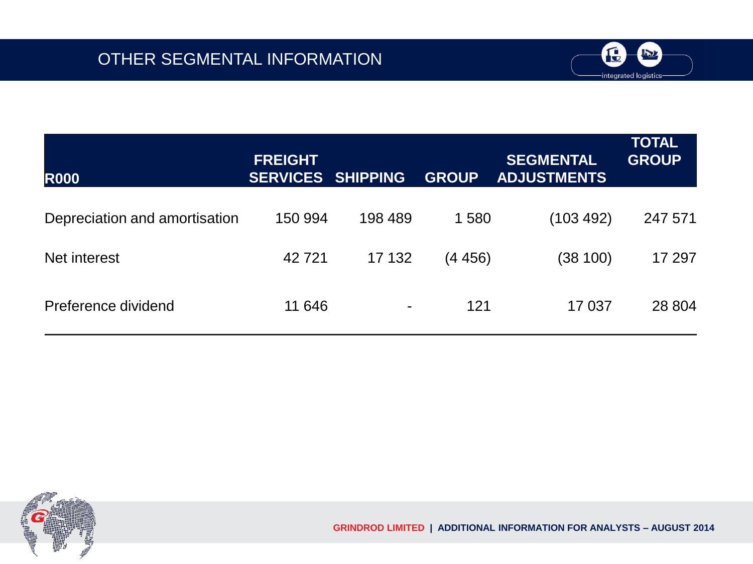# OTHER SEGMENTAL INFORMATION

| R000 | FREIGHT SERVICES | SHIPPING | GROUP | SEGMENTAL ADJUSTMENTS | TOTAL GROUP |
|---|---|---|---|---|---|
| Depreciation and amortisation | 150 994 | 198 489 | 1 580 | (103 492) | 247 571 |
| Net interest | 42 721 | 17 132 | (4 456) | (38 100) | 17 297 |
| Preference dividend | 11 646 | - | 121 | 17 037 | 28 804 |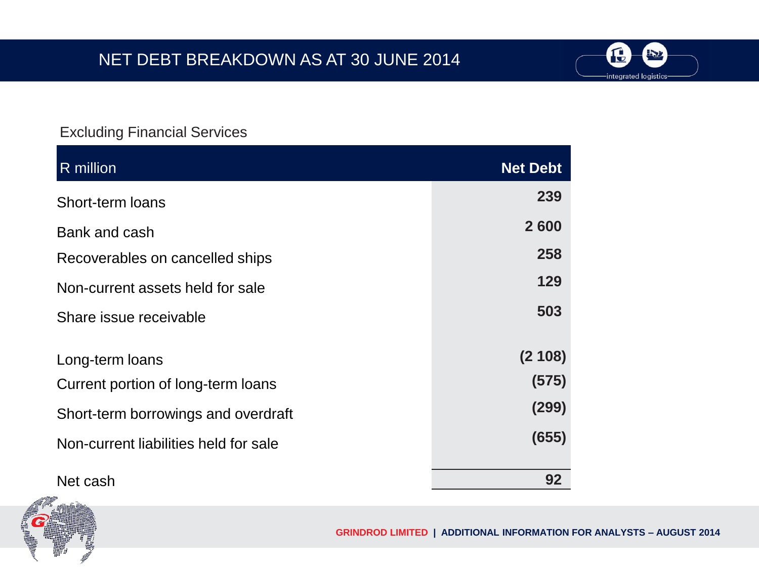# NET DEBT BREAKDOWN AS AT 30 JUNE 2014

Excluding Financial Services

| R million | Net Debt |
|---|---|
| Short-term loans | 239 |
| Bank and cash | 2 600 |
| Recoverables on cancelled ships | 258 |
| Non-current assets held for sale | 129 |
| Share issue receivable | 503 |
| Long-term loans | (2 108) |
| Current portion of long-term loans | (575) |
| Short-term borrowings and overdraft | (299) |
| Non-current liabilities held for sale | (655) |
| Net cash | 92 |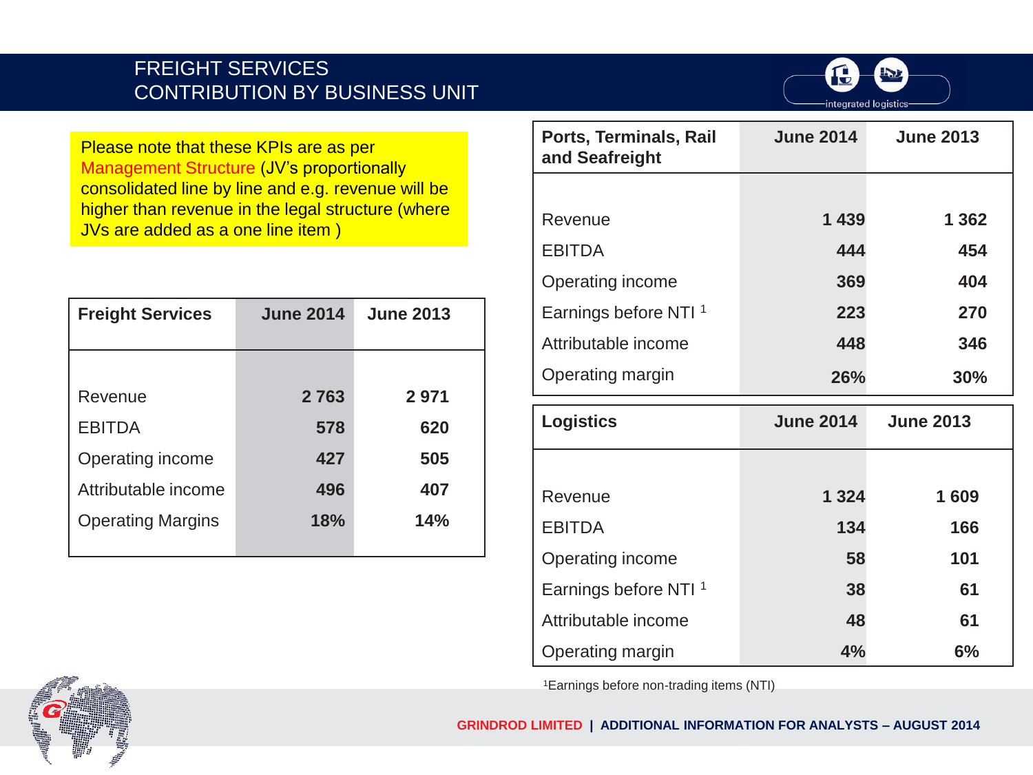# FREIGHT SERVICES
## CONTRIBUTION BY BUSINESS UNIT

Please note that these KPIs are as per Management Structure (JV's proportionally consolidated line by line and e.g. revenue will be higher than revenue in the legal structure (where JVs are added as a one line item )

| Freight Services | June 2014 | June 2013 |
|---|---|---|
| Revenue | 2 763 | 2 971 |
| EBITDA | 578 | 620 |
| Operating income | 427 | 505 |
| Attributable income | 496 | 407 |
| Operating Margins | 18% | 14% |

| Ports, Terminals, Rail and Seafreight | June 2014 | June 2013 |
|---|---|---|
| Revenue | 1 439 | 1 362 |
| EBITDA | 444 | 454 |
| Operating income | 369 | 404 |
| Earnings before NTI [1] | 223 | 270 |
| Attributable income | 448 | 346 |
| Operating margin | 26% | 30% |

| Logistics | June 2014 | June 2013 |
|---|---|---|
| Revenue | 1 324 | 1 609 |
| EBITDA | 134 | 166 |
| Operating income | 58 | 101 |
| Earnings before NTI [1] | 38 | 61 |
| Attributable income | 48 | 61 |
| Operating margin | 4% | 6% |

[1]Earnings before non-trading items (NTI)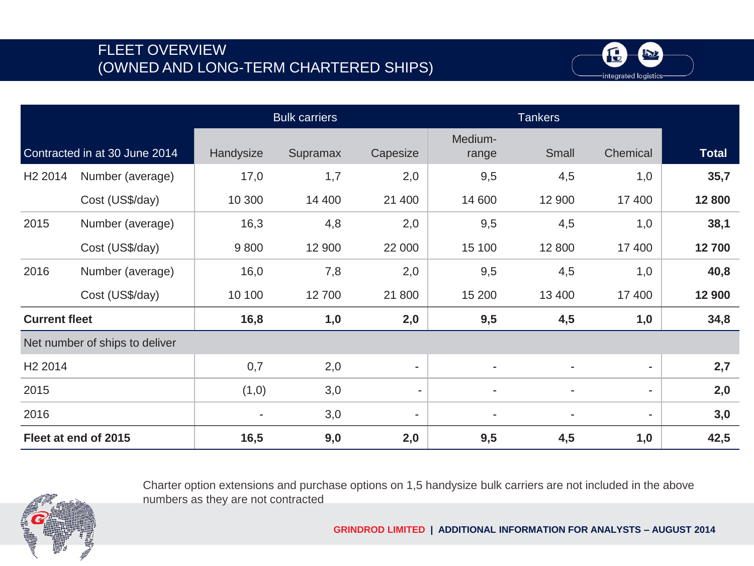# FLEET OVERVIEW
# (OWNED AND LONG-TERM CHARTERED SHIPS)

| Contracted in at 30 June 2014 | | Bulk carriers | | | Tankers | | | Total |
|---|---|---|---|---|---|---|---|---|
| | | Handysize | Supramax | Capesize | Medium-range | Small | Chemical | |
| H2 2014 | Number (average) | 17,0 | 1,7 | 2,0 | 9,5 | 4,5 | 1,0 | **35,7** |
| | Cost (US$/day) | 10 300 | 14 400 | 21 400 | 14 600 | 12 900 | 17 400 | **12 800** |
| 2015 | Number (average) | 16,3 | 4,8 | 2,0 | 9,5 | 4,5 | 1,0 | **38,1** |
| | Cost (US$/day) | 9 800 | 12 900 | 22 000 | 15 100 | 12 800 | 17 400 | **12 700** |
| 2016 | Number (average) | 16,0 | 7,8 | 2,0 | 9,5 | 4,5 | 1,0 | **40,8** |
| | Cost (US$/day) | 10 100 | 12 700 | 21 800 | 15 200 | 13 400 | 17 400 | **12 900** |
| **Current fleet** | | **16,8** | **1,0** | **2,0** | **9,5** | **4,5** | **1,0** | **34,8** |
| Net number of ships to deliver | | | | | | | | |
| H2 2014 | | 0,7 | 2,0 | - | - | - | - | **2,7** |
| 2015 | | (1,0) | 3,0 | - | - | - | - | **2,0** |
| 2016 | | - | 3,0 | - | - | - | - | **3,0** |
| **Fleet at end of 2015** | | **16,5** | **9,0** | **2,0** | **9,5** | **4,5** | **1,0** | **42,5** |

Charter option extensions and purchase options on 1,5 handysize bulk carriers are not included in the above numbers as they are not contracted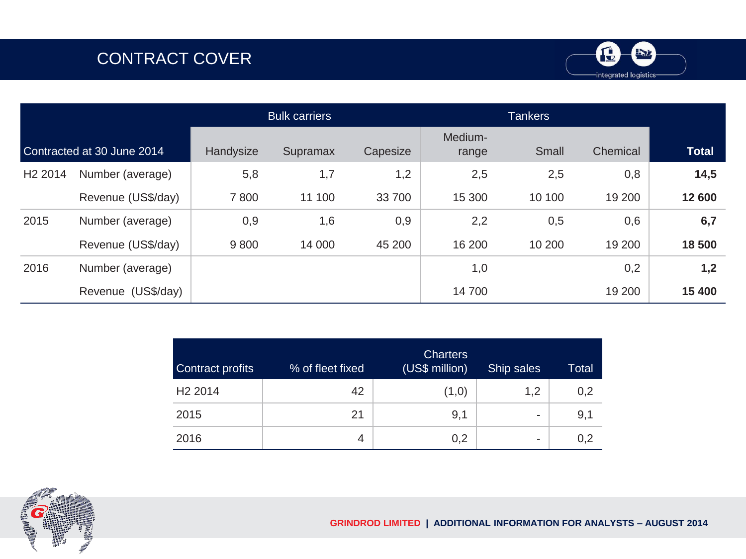# CONTRACT COVER

| Contracted at 30 June 2014 | | Bulk carriers | | | Tankers | | | Total |
|---|---|---|---|---|---|---|---|---|
| | | Handysize | Supramax | Capesize | Medium-range | Small | Chemical | |
| H2 2014 | Number (average) | 5,8 | 1,7 | 1,2 | 2,5 | 2,5 | 0,8 | **14,5** |
| | Revenue (US$/day) | 7 800 | 11 100 | 33 700 | 15 300 | 10 100 | 19 200 | **12 600** |
| 2015 | Number (average) | 0,9 | 1,6 | 0,9 | 2,2 | 0,5 | 0,6 | **6,7** |
| | Revenue (US$/day) | 9 800 | 14 000 | 45 200 | 16 200 | 10 200 | 19 200 | **18 500** |
| 2016 | Number (average) | | | | 1,0 | | 0,2 | **1,2** |
| | Revenue (US$/day) | | | | 14 700 | | 19 200 | **15 400** |

| Contract profits | % of fleet fixed | Charters (US$ million) | Ship sales | Total |
|---|---|---|---|---|
| H2 2014 | 42 | (1,0) | 1,2 | 0,2 |
| 2015 | 21 | 9,1 | - | 9,1 |
| 2016 | 4 | 0,2 | - | 0,2 |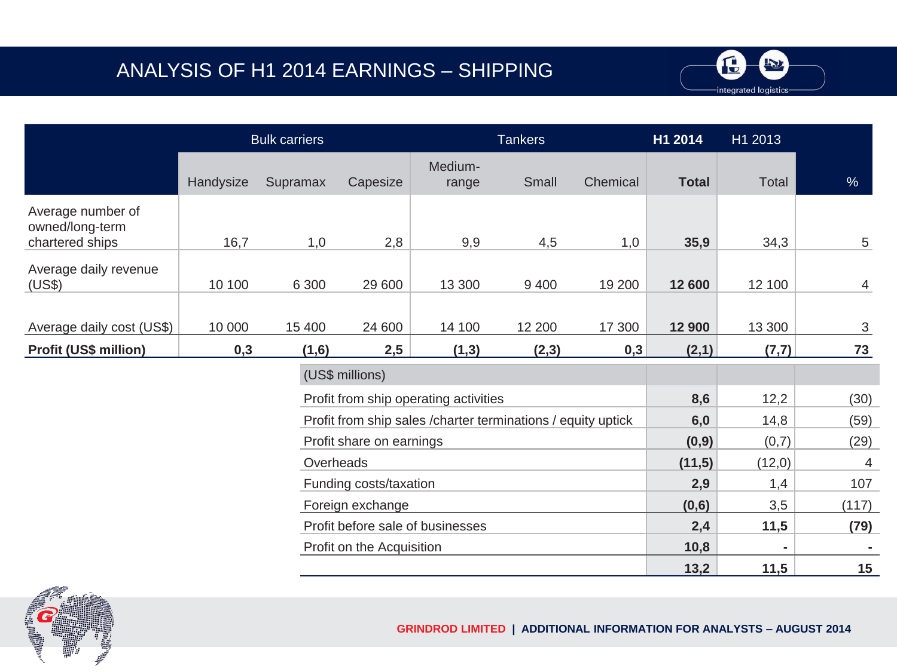# ANALYSIS OF H1 2014 EARNINGS – SHIPPING

| | Bulk carriers | | | Tankers | | | H1 2014 | H1 2013 | |
|---|---|---|---|---|---|---|---|---|---|
| | Handysize | Supramax | Capesize | Medium-range | Small | Chemical | **Total** | Total | % |
| Average number of owned/long-term chartered ships | 16,7 | 1,0 | 2,8 | 9,9 | 4,5 | 1,0 | **35,9** | 34,3 | 5 |
| Average daily revenue (US$) | 10 100 | 6 300 | 29 600 | 13 300 | 9 400 | 19 200 | **12 600** | 12 100 | 4 |
| Average daily cost (US$) | 10 000 | 15 400 | 24 600 | 14 100 | 12 200 | 17 300 | **12 900** | 13 300 | 3 |
| **Profit (US$ million)** | **0,3** | **(1,6)** | **2,5** | **(1,3)** | **(2,3)** | **0,3** | **(2,1)** | **(7,7)** | **73** |

| (US$ millions) | H1 2014 | H1 2013 | % |
|---|---|---|---|
| Profit from ship operating activities | **8,6** | 12,2 | (30) |
| Profit from ship sales /charter terminations / equity uptick | **6,0** | 14,8 | (59) |
| Profit share on earnings | **(0,9)** | (0,7) | (29) |
| Overheads | **(11,5)** | (12,0) | 4 |
| Funding costs/taxation | **2,9** | 1,4 | 107 |
| Foreign exchange | **(0,6)** | 3,5 | (117) |
| Profit before sale of businesses | **2,4** | **11,5** | **(79)** |
| Profit on the Acquisition | **10,8** | **-** | **-** |
| | **13,2** | **11,5** | **15** |